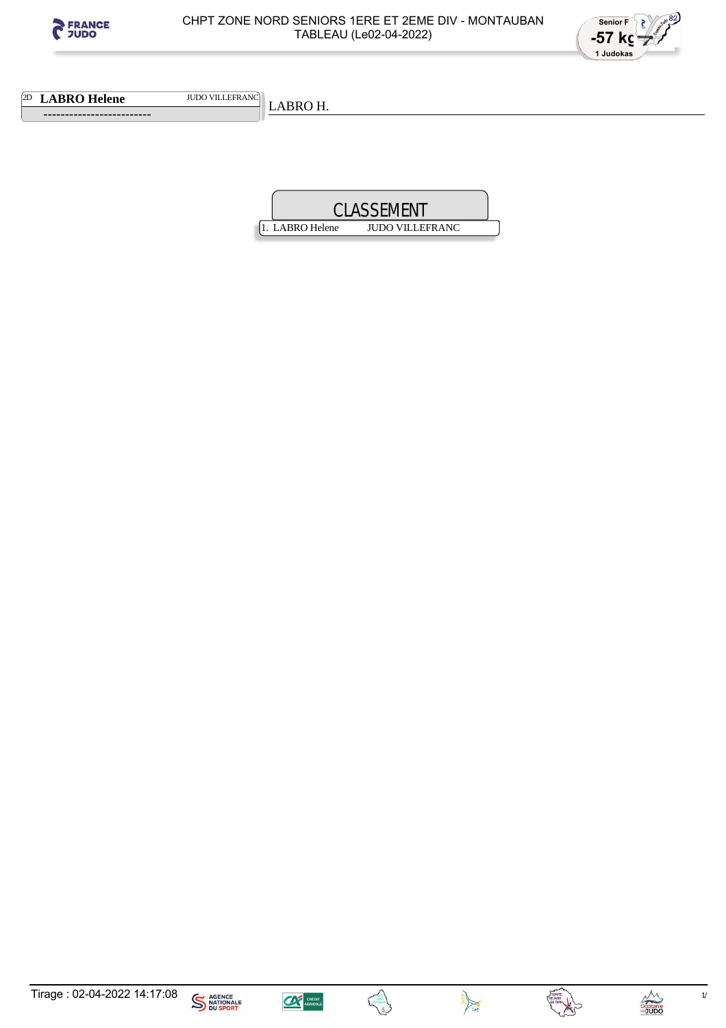CHPT ZONE NORD SENIORS 1ERE ET 2EME DIV - MONTAUBAN
TABLEAU (Le02-04-2022)

Senior F
-57 kg
1 Judokas

2D **LABRO Helene** JUDO VILLEFRANC

-------------------------

LABRO H.

## CLASSEMENT

1. LABRO Helene JUDO VILLEFRANC

Tirage : 02-04-2022 14:17:08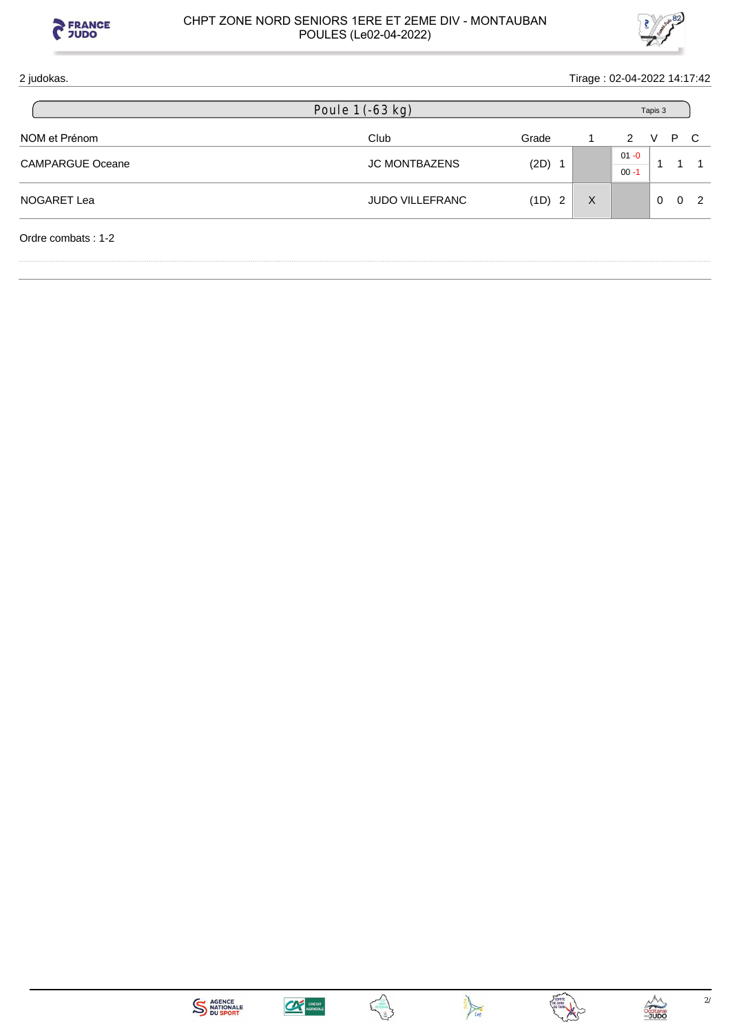2 judokas.

Tirage : 02-04-2022 14:17:42

## Poule 1 (-63 kg)

Tapis 3

| NOM et Prénom | Club | Grade | | 1 | 2 | V | P | C |
|---|---|---|---|---|---|---|---|---|
| CAMPARGUE Oceane | JC MONTBAZENS | (2D) | 1 | | 01 -0 / 00 -1 | 1 | 1 | 1 |
| NOGARET Lea | JUDO VILLEFRANC | (1D) | 2 | X | | 0 | 0 | 2 |

Ordre combats : 1-2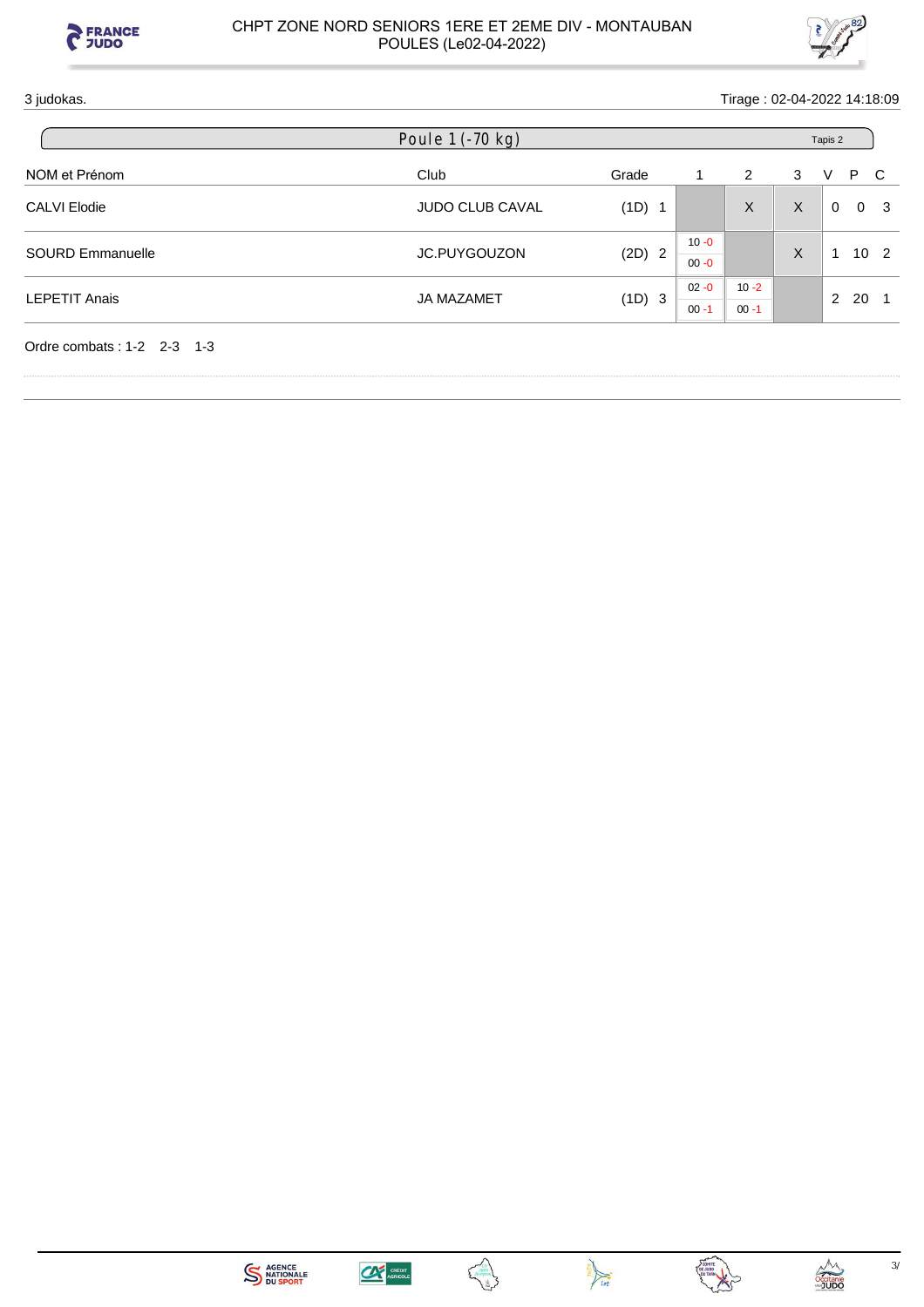# CHPT ZONE NORD SENIORS 1ERE ET 2EME DIV - MONTAUBAN

POULES (Le02-04-2022)

3 judokas.

Tirage : 02-04-2022 14:18:09

## Poule 1 (-70 kg)

Tapis 2

| NOM et Prénom | Club | Grade | | 1 | 2 | 3 | V | P | C |
|---|---|---|---|---|---|---|---|---|---|
| CALVI Elodie | JUDO CLUB CAVAL | (1D) | 1 | | X | X | 0 | 0 | 3 |
| SOURD Emmanuelle | JC.PUYGOUZON | (2D) | 2 | 10 -0 / 00 -0 | | X | 1 | 10 | 2 |
| LEPETIT Anais | JA MAZAMET | (1D) | 3 | 02 -0 / 00 -1 | 10 -2 / 00 -1 | | 2 | 20 | 1 |

Ordre combats : 1-2 2-3 1-3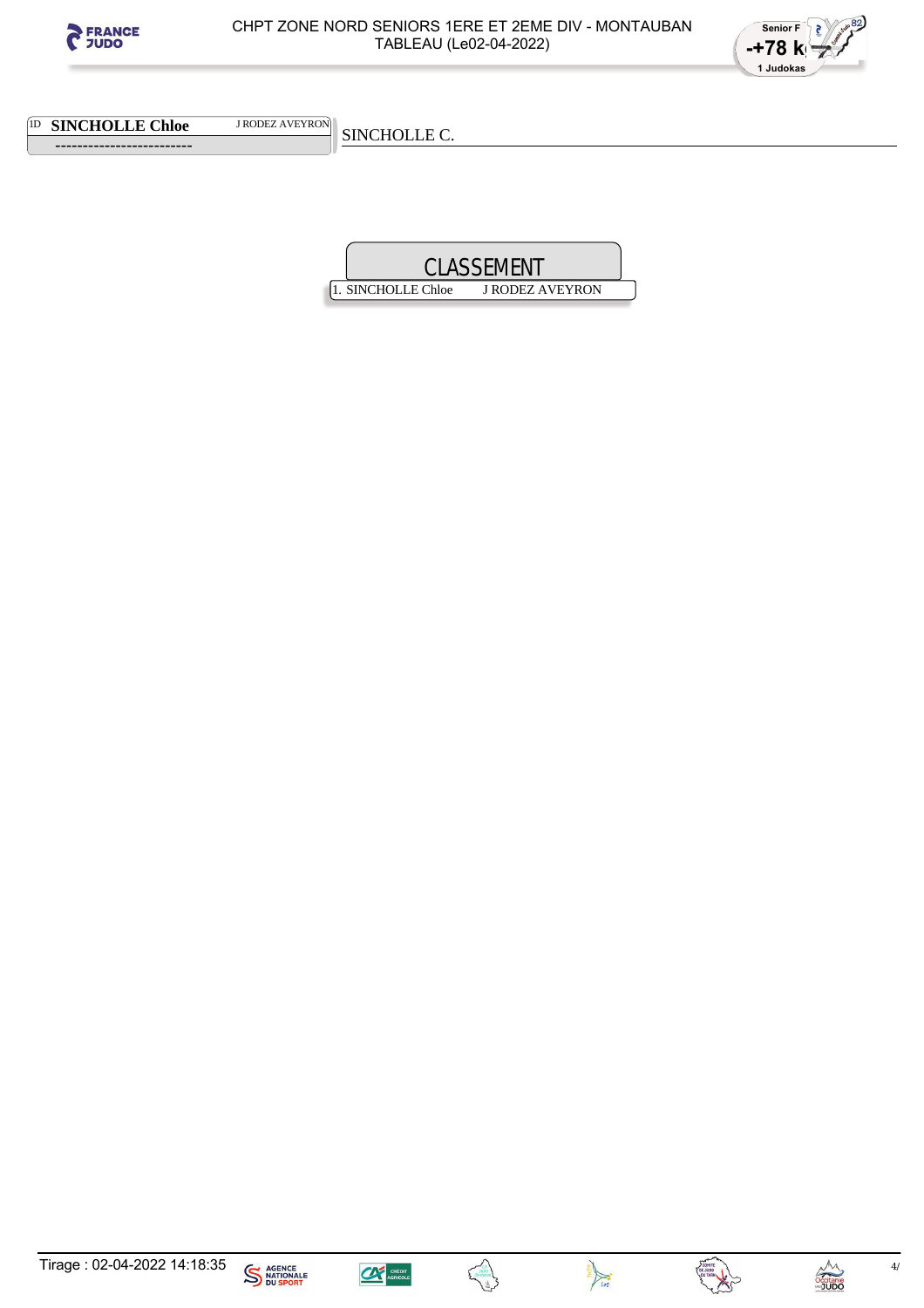CHPT ZONE NORD SENIORS 1ERE ET 2EME DIV - MONTAUBAN
TABLEAU (Le02-04-2022)

Senior F
-+78 kg
1 Judokas

1D **SINCHOLLE Chloe** J RODEZ AVEYRON

-------------------------

SINCHOLLE C.

## CLASSEMENT

| | | |
|---|---|---|
| 1. | SINCHOLLE Chloe | J RODEZ AVEYRON |

Tirage : 02-04-2022 14:18:35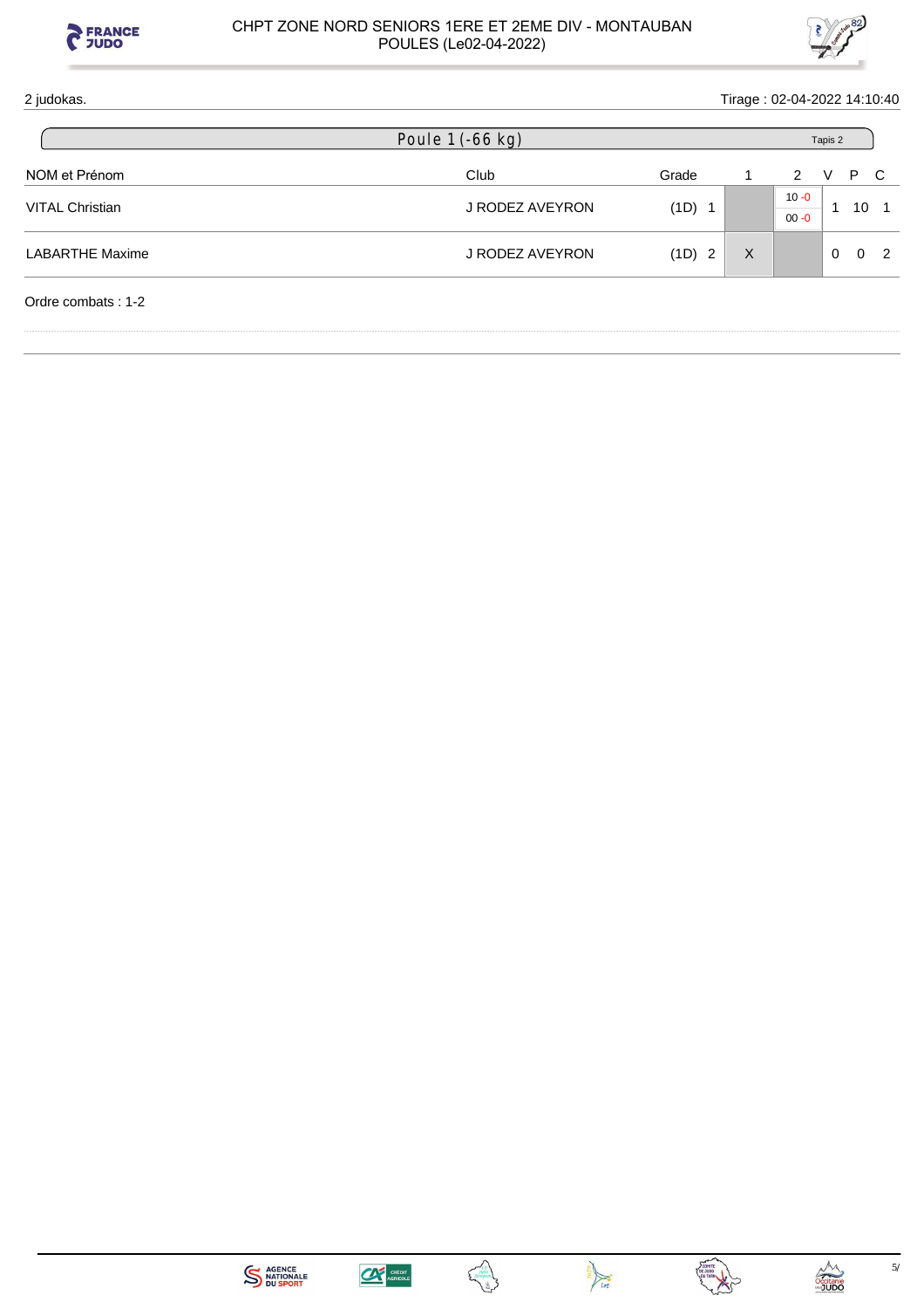2 judokas. Tirage : 02-04-2022 14:10:40

## Poule 1 (-66 kg)

Tapis 2

| NOM et Prénom | Club | Grade | | 1 | 2 | V | P | C |
|---|---|---|---|---|---|---|---|---|
| VITAL Christian | J RODEZ AVEYRON | (1D) | 1 | | 10 -0 / 00 -0 | 1 | 10 | 1 |
| LABARTHE Maxime | J RODEZ AVEYRON | (1D) | 2 | X | | 0 | 0 | 2 |

Ordre combats : 1-2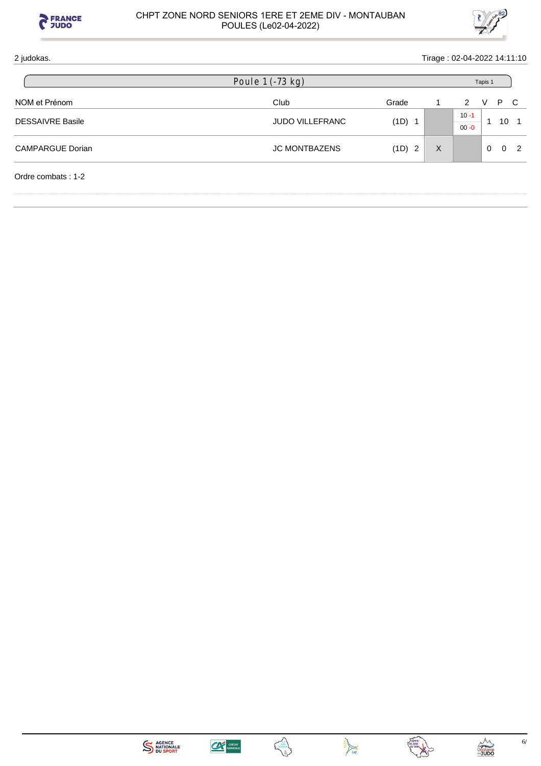2 judokas.

Tirage : 02-04-2022 14:11:10

## Poule 1 (-73 kg)

Tapis 1

| NOM et Prénom | Club | Grade | | 1 | 2 | V | P | C |
|---|---|---|---|---|---|---|---|---|
| DESSAIVRE Basile | JUDO VILLEFRANC | (1D) | 1 | | 10 -1<br>00 -0 | 1 | 10 | 1 |
| CAMPARGUE Dorian | JC MONTBAZENS | (1D) | 2 | X | | 0 | 0 | 2 |

Ordre combats : 1-2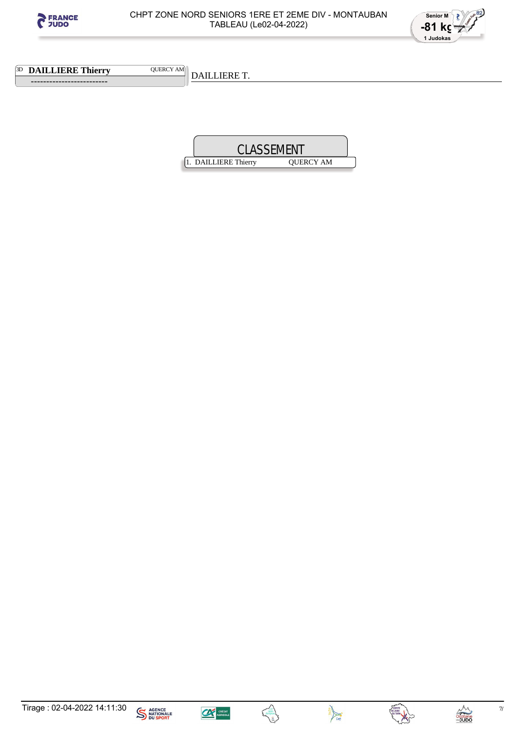CHPT ZONE NORD SENIORS 1ERE ET 2EME DIV - MONTAUBAN
TABLEAU (Le02-04-2022)

Senior M
-81 kg
1 Judokas

3D **DAILLIERE Thierry** QUERCY AM

-------------------------

DAILLIERE T.

## CLASSEMENT

| | | |
|---|---|---|
| 1. | DAILLIERE Thierry | QUERCY AM |

Tirage : 02-04-2022 14:11:30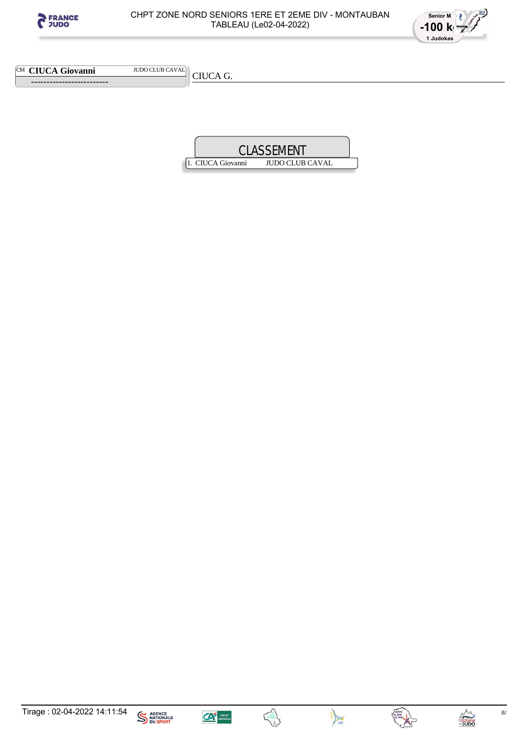CHPT ZONE NORD SENIORS 1ERE ET 2EME DIV - MONTAUBAN
TABLEAU (Le02-04-2022)

Senior M
-100 kg
1 Judokas

CM **CIUCA Giovanni** JUDO CLUB CAVAL

-------------------------

CIUCA G.

## CLASSEMENT

| | | |
|---|---|---|
| 1. | CIUCA Giovanni | JUDO CLUB CAVAL |

Tirage : 02-04-2022 14:11:54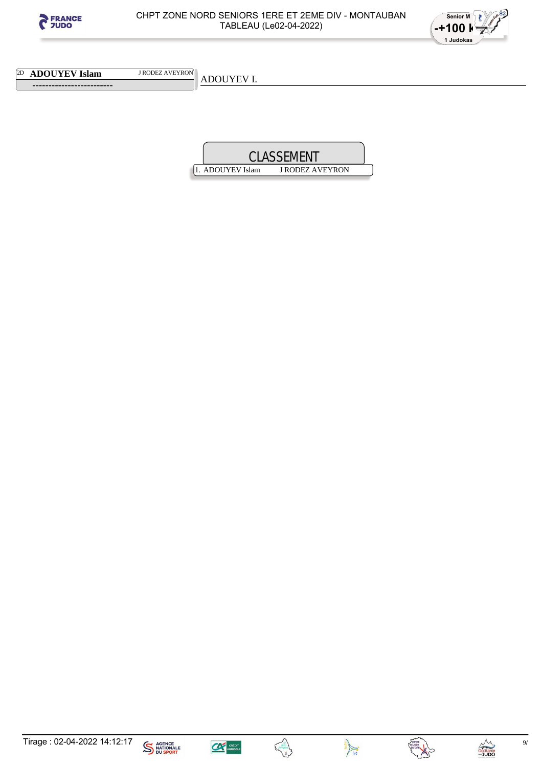CHPT ZONE NORD SENIORS 1ERE ET 2EME DIV - MONTAUBAN
TABLEAU (Le02-04-2022)

Senior M
-+100 k
1 Judokas

2D **ADOUYEV Islam** J RODEZ AVEYRON
-------------------------

ADOUYEV I.

## CLASSEMENT

| | | |
|---|---|---|
| 1. | ADOUYEV Islam | J RODEZ AVEYRON |

Tirage : 02-04-2022 14:12:17